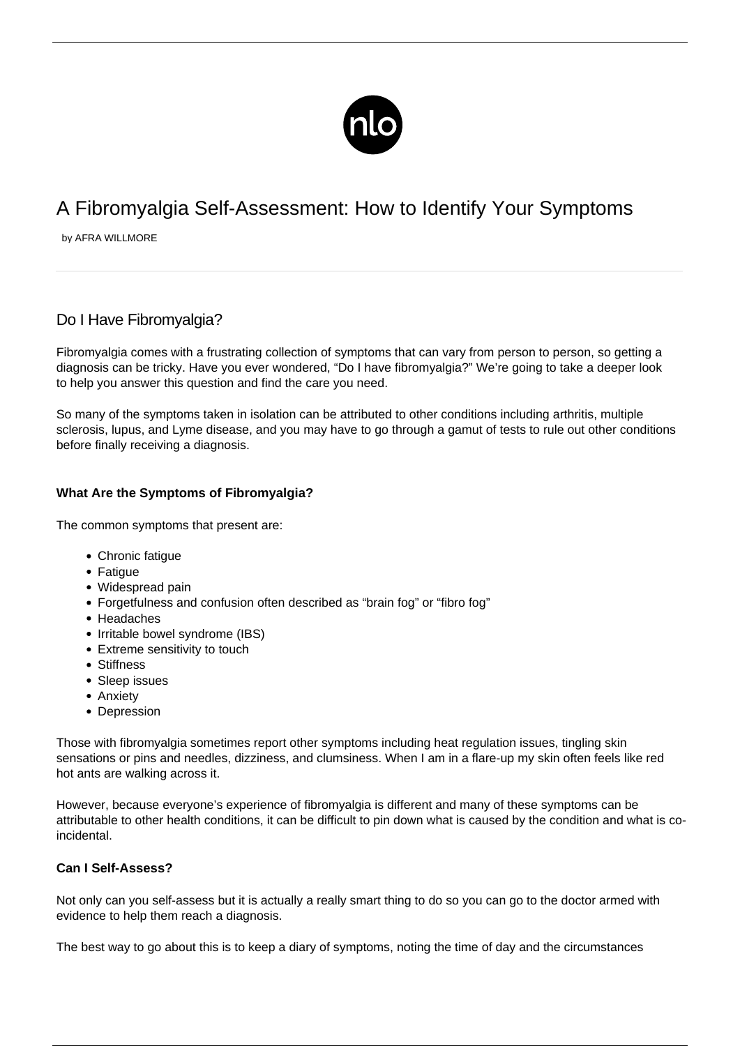# A Fibromyalgia Self-Assessment: How to Identify Your Symptoms

by AFRA WILLMORE

## Do I Have Fibromyalgia?

Fibromyalgia comes with a frustrating collection of symptoms that can vary from person to person, so getting a diagnosis can be tricky. Have you ever wondered, "Do I have fibromyalgia?" We're going to take a deeper look to help you answer this question and find the care you need.

So many of the symptoms taken in isolation can be attributed to other conditions including arthritis, multiple sclerosis, lupus, and Lyme disease, and you may have to go through a gamut of tests to rule out other conditions before finally receiving a diagnosis.

### What Are the Symptoms of Fibromyalgia?

The common symptoms that present are:

- Chronic fatigue
- Fatigue
- Widespread pain
- Forgetfulness and confusion often described as "brain fog" or "fibro fog"
- Headaches
- Irritable bowel syndrome (IBS)
- Extreme sensitivity to touch
- Stiffness
- Sleep issues
- Anxiety
- Depression

Those with fibromyalgia sometimes report other symptoms including heat regulation issues, tingling skin sensations or pins and needles, dizziness, and clumsiness. When I am in a flare-up my skin often feels like red hot ants are walking across it.

However, because everyone's experience of fibromyalgia is different and many of these symptoms can be attributable to other health conditions, it can be difficult to pin down what is caused by the condition and what is co-incidental.

### Can I Self-Assess?

Not only can you self-assess but it is actually a really smart thing to do so you can go to the doctor armed with evidence to help them reach a diagnosis.

The best way to go about this is to keep a diary of symptoms, noting the time of day and the circumstances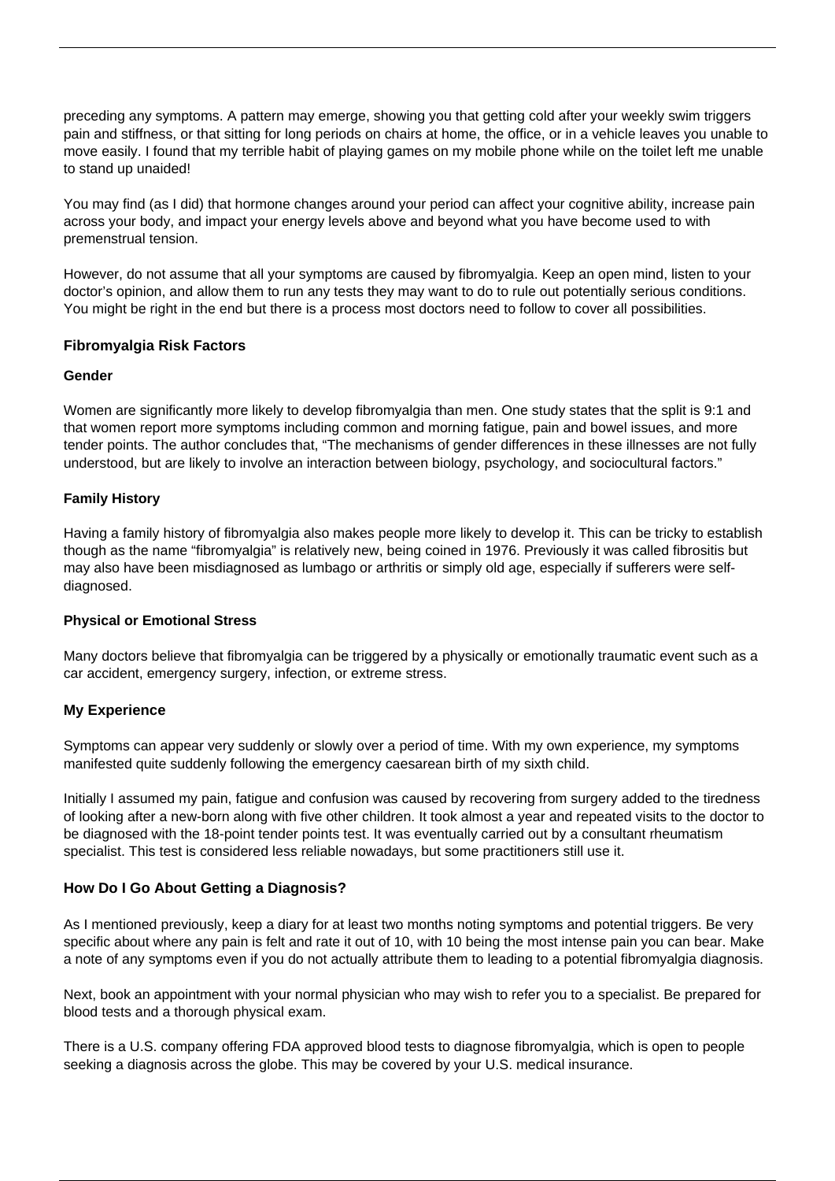preceding any symptoms. A pattern may emerge, showing you that getting cold after your weekly swim triggers pain and stiffness, or that sitting for long periods on chairs at home, the office, or in a vehicle leaves you unable to move easily. I found that my terrible habit of playing games on my mobile phone while on the toilet left me unable to stand up unaided!

You may find (as I did) that hormone changes around your period can affect your cognitive ability, increase pain across your body, and impact your energy levels above and beyond what you have become used to with premenstrual tension.

However, do not assume that all your symptoms are caused by fibromyalgia. Keep an open mind, listen to your doctor's opinion, and allow them to run any tests they may want to do to rule out potentially serious conditions. You might be right in the end but there is a process most doctors need to follow to cover all possibilities.

### Fibromyalgia Risk Factors

#### Gender

Women are significantly more likely to develop fibromyalgia than men. One study states that the split is 9:1 and that women report more symptoms including common and morning fatigue, pain and bowel issues, and more tender points. The author concludes that, "The mechanisms of gender differences in these illnesses are not fully understood, but are likely to involve an interaction between biology, psychology, and sociocultural factors."

#### Family History

Having a family history of fibromyalgia also makes people more likely to develop it. This can be tricky to establish though as the name "fibromyalgia" is relatively new, being coined in 1976. Previously it was called fibrositis but may also have been misdiagnosed as lumbago or arthritis or simply old age, especially if sufferers were self-diagnosed.

#### Physical or Emotional Stress

Many doctors believe that fibromyalgia can be triggered by a physically or emotionally traumatic event such as a car accident, emergency surgery, infection, or extreme stress.

### My Experience

Symptoms can appear very suddenly or slowly over a period of time. With my own experience, my symptoms manifested quite suddenly following the emergency caesarean birth of my sixth child.

Initially I assumed my pain, fatigue and confusion was caused by recovering from surgery added to the tiredness of looking after a new-born along with five other children. It took almost a year and repeated visits to the doctor to be diagnosed with the 18-point tender points test. It was eventually carried out by a consultant rheumatism specialist. This test is considered less reliable nowadays, but some practitioners still use it.

### How Do I Go About Getting a Diagnosis?

As I mentioned previously, keep a diary for at least two months noting symptoms and potential triggers. Be very specific about where any pain is felt and rate it out of 10, with 10 being the most intense pain you can bear. Make a note of any symptoms even if you do not actually attribute them to leading to a potential fibromyalgia diagnosis.

Next, book an appointment with your normal physician who may wish to refer you to a specialist. Be prepared for blood tests and a thorough physical exam.

There is a U.S. company offering FDA approved blood tests to diagnose fibromyalgia, which is open to people seeking a diagnosis across the globe. This may be covered by your U.S. medical insurance.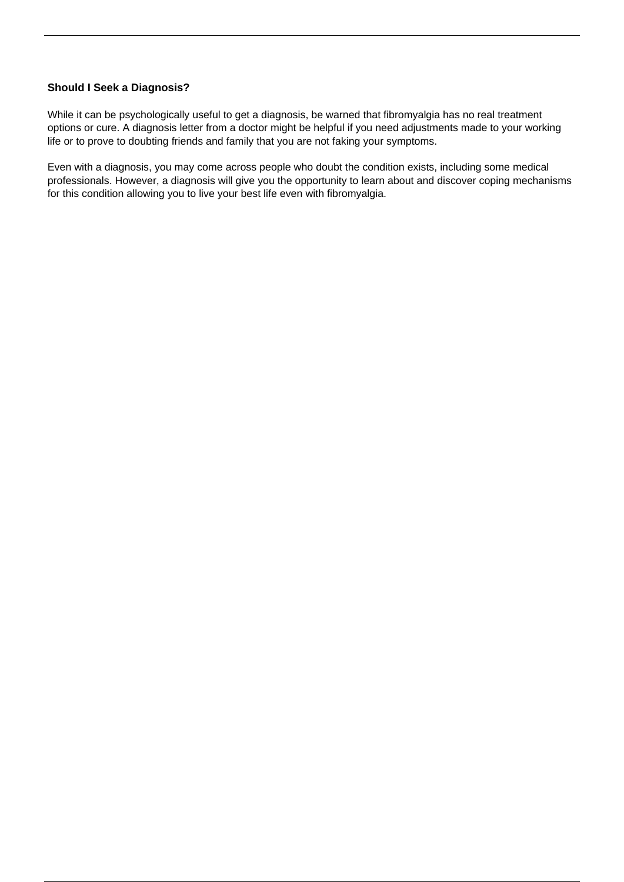**Should I Seek a Diagnosis?**

While it can be psychologically useful to get a diagnosis, be warned that fibromyalgia has no real treatment options or cure. A diagnosis letter from a doctor might be helpful if you need adjustments made to your working life or to prove to doubting friends and family that you are not faking your symptoms.

Even with a diagnosis, you may come across people who doubt the condition exists, including some medical professionals. However, a diagnosis will give you the opportunity to learn about and discover coping mechanisms for this condition allowing you to live your best life even with fibromyalgia.